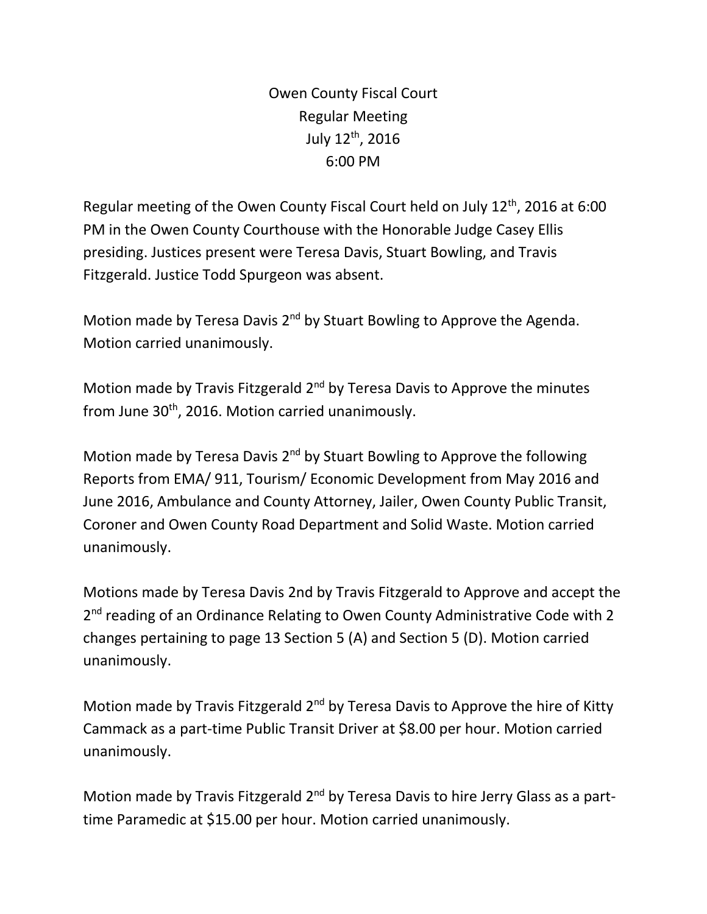# Owen County Fiscal Court
## Regular Meeting
## July 12th, 2016
## 6:00 PM

Regular meeting of the Owen County Fiscal Court held on July 12th, 2016 at 6:00 PM in the Owen County Courthouse with the Honorable Judge Casey Ellis presiding. Justices present were Teresa Davis, Stuart Bowling, and Travis Fitzgerald. Justice Todd Spurgeon was absent.

Motion made by Teresa Davis 2nd by Stuart Bowling to Approve the Agenda. Motion carried unanimously.

Motion made by Travis Fitzgerald 2nd by Teresa Davis to Approve the minutes from June 30th, 2016. Motion carried unanimously.

Motion made by Teresa Davis 2nd by Stuart Bowling to Approve the following Reports from EMA/ 911, Tourism/ Economic Development from May 2016 and June 2016, Ambulance and County Attorney, Jailer, Owen County Public Transit, Coroner and Owen County Road Department and Solid Waste. Motion carried unanimously.

Motions made by Teresa Davis 2nd by Travis Fitzgerald to Approve and accept the 2nd reading of an Ordinance Relating to Owen County Administrative Code with 2 changes pertaining to page 13 Section 5 (A) and Section 5 (D). Motion carried unanimously.

Motion made by Travis Fitzgerald 2nd by Teresa Davis to Approve the hire of Kitty Cammack as a part-time Public Transit Driver at $8.00 per hour. Motion carried unanimously.

Motion made by Travis Fitzgerald 2nd by Teresa Davis to hire Jerry Glass as a part-time Paramedic at $15.00 per hour. Motion carried unanimously.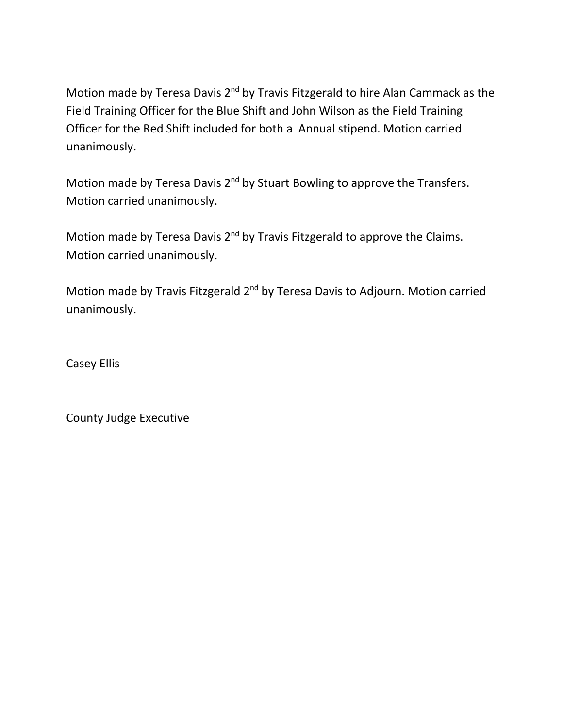Motion made by Teresa Davis 2nd by Travis Fitzgerald to hire Alan Cammack as the Field Training Officer for the Blue Shift and John Wilson as the Field Training Officer for the Red Shift included for both a  Annual stipend. Motion carried unanimously.

Motion made by Teresa Davis 2nd by Stuart Bowling to approve the Transfers. Motion carried unanimously.

Motion made by Teresa Davis 2nd by Travis Fitzgerald to approve the Claims. Motion carried unanimously.

Motion made by Travis Fitzgerald 2nd by Teresa Davis to Adjourn. Motion carried unanimously.

Casey Ellis

County Judge Executive